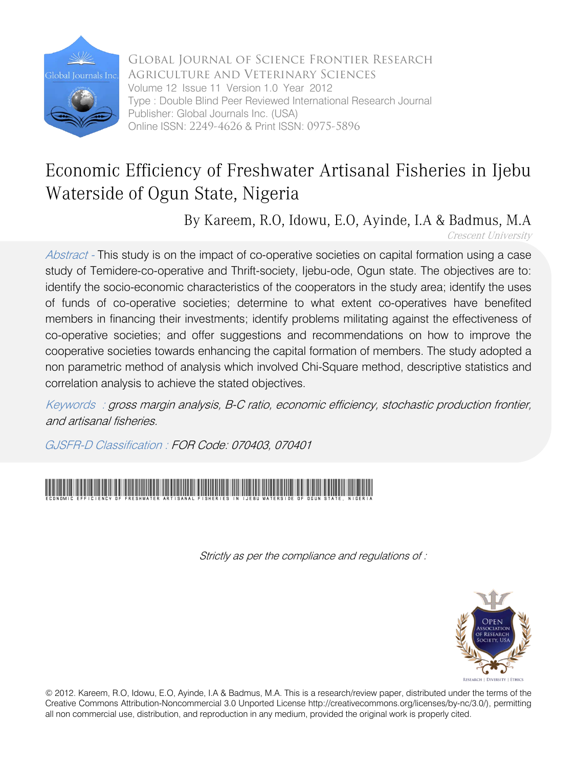Global Journal of Science Frontier Research
Agriculture and Veterinary Sciences
Volume 12 Issue 11 Version 1.0 Year 2012
Type : Double Blind Peer Reviewed International Research Journal
Publisher: Global Journals Inc. (USA)
Online ISSN: 2249-4626 & Print ISSN: 0975-5896

# Economic Efficiency of Freshwater Artisanal Fisheries in Ijebu Waterside of Ogun State, Nigeria

By Kareem, R.O, Idowu, E.O, Ayinde, I.A & Badmus, M.A

*Crescent University*

*Abstract -* This study is on the impact of co-operative societies on capital formation using a case study of Temidere-co-operative and Thrift-society, Ijebu-ode, Ogun state. The objectives are to: identify the socio-economic characteristics of the cooperators in the study area; identify the uses of funds of co-operative societies; determine to what extent co-operatives have benefited members in financing their investments; identify problems militating against the effectiveness of co-operative societies; and offer suggestions and recommendations on how to improve the cooperative societies towards enhancing the capital formation of members. The study adopted a non parametric method of analysis which involved Chi-Square method, descriptive statistics and correlation analysis to achieve the stated objectives.

*Keywords : gross margin analysis, B-C ratio, economic efficiency, stochastic production frontier, and artisanal fisheries.*

*GJSFR-D Classification : FOR Code: 070403, 070401*

ECONOMIC EFFICIENCY OF FRESHWATER ARTISANAL FISHERIES IN IJEBU WATERSIDE OF OGUN STATE, NIGERIA

*Strictly as per the compliance and regulations of :*

© 2012. Kareem, R.O, Idowu, E.O, Ayinde, I.A & Badmus, M.A. This is a research/review paper, distributed under the terms of the Creative Commons Attribution-Noncommercial 3.0 Unported License http://creativecommons.org/licenses/by-nc/3.0/), permitting all non commercial use, distribution, and reproduction in any medium, provided the original work is properly cited.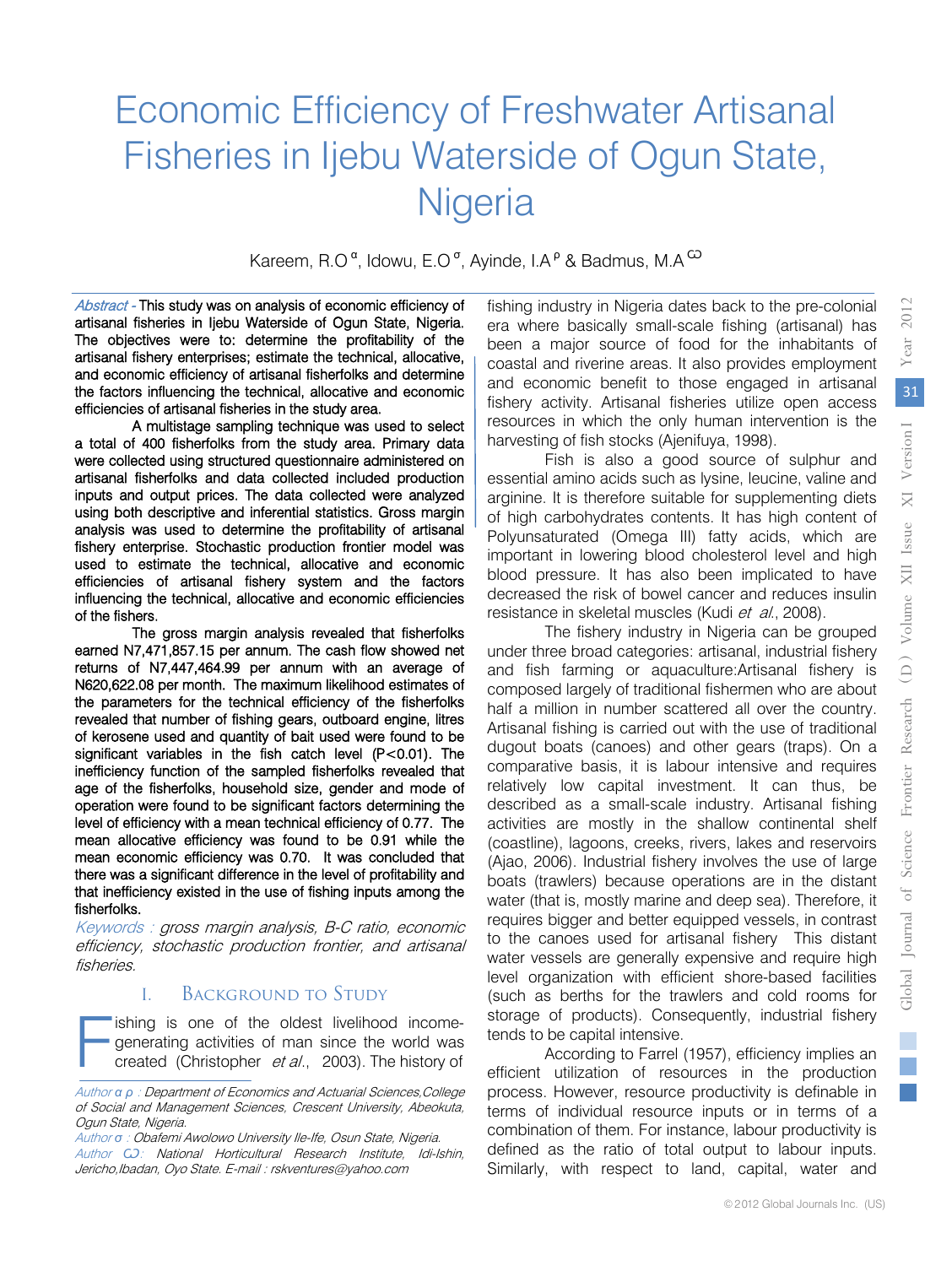# Economic Efficiency of Freshwater Artisanal Fisheries in Ijebu Waterside of Ogun State, Nigeria

Kareem, R.O [α], Idowu, E.O [σ], Ayinde, I.A [ρ] & Badmus, M.A [ω]

*Abstract* - This study was on analysis of economic efficiency of artisanal fisheries in Ijebu Waterside of Ogun State, Nigeria. The objectives were to: determine the profitability of the artisanal fishery enterprises; estimate the technical, allocative, and economic efficiency of artisanal fisherfolks and determine the factors influencing the technical, allocative and economic efficiencies of artisanal fisheries in the study area.

A multistage sampling technique was used to select a total of 400 fisherfolks from the study area. Primary data were collected using structured questionnaire administered on artisanal fisherfolks and data collected included production inputs and output prices. The data collected were analyzed using both descriptive and inferential statistics. Gross margin analysis was used to determine the profitability of artisanal fishery enterprise. Stochastic production frontier model was used to estimate the technical, allocative and economic efficiencies of artisanal fishery system and the factors influencing the technical, allocative and economic efficiencies of the fishers.

The gross margin analysis revealed that fisherfolks earned N7,471,857.15 per annum. The cash flow showed net returns of N7,447,464.99 per annum with an average of N620,622.08 per month. The maximum likelihood estimates of the parameters for the technical efficiency of the fisherfolks revealed that number of fishing gears, outboard engine, litres of kerosene used and quantity of bait used were found to be significant variables in the fish catch level ($P<0.01$). The inefficiency function of the sampled fisherfolks revealed that age of the fisherfolks, household size, gender and mode of operation were found to be significant factors determining the level of efficiency with a mean technical efficiency of 0.77. The mean allocative efficiency was found to be 0.91 while the mean economic efficiency was 0.70. It was concluded that there was a significant difference in the level of profitability and that inefficiency existed in the use of fishing inputs among the fisherfolks.

*Keywords : gross margin analysis, B-C ratio, economic efficiency, stochastic production frontier, and artisanal fisheries.*

## I. Background to Study

Fishing is one of the oldest livelihood income-generating activities of man since the world was created (Christopher *et al*., 2003). The history of fishing industry in Nigeria dates back to the pre-colonial era where basically small-scale fishing (artisanal) has been a major source of food for the inhabitants of coastal and riverine areas. It also provides employment and economic benefit to those engaged in artisanal fishery activity. Artisanal fisheries utilize open access resources in which the only human intervention is the harvesting of fish stocks (Ajenifuya, 1998).

Fish is also a good source of sulphur and essential amino acids such as lysine, leucine, valine and arginine. It is therefore suitable for supplementing diets of high carbohydrates contents. It has high content of Polyunsaturated (Omega III) fatty acids, which are important in lowering blood cholesterol level and high blood pressure. It has also been implicated to have decreased the risk of bowel cancer and reduces insulin resistance in skeletal muscles (Kudi *et al*., 2008).

The fishery industry in Nigeria can be grouped under three broad categories: artisanal, industrial fishery and fish farming or aquaculture:Artisanal fishery is composed largely of traditional fishermen who are about half a million in number scattered all over the country. Artisanal fishing is carried out with the use of traditional dugout boats (canoes) and other gears (traps). On a comparative basis, it is labour intensive and requires relatively low capital investment. It can thus, be described as a small-scale industry. Artisanal fishing activities are mostly in the shallow continental shelf (coastline), lagoons, creeks, rivers, lakes and reservoirs (Ajao, 2006). Industrial fishery involves the use of large boats (trawlers) because operations are in the distant water (that is, mostly marine and deep sea). Therefore, it requires bigger and better equipped vessels, in contrast to the canoes used for artisanal fishery This distant water vessels are generally expensive and require high level organization with efficient shore-based facilities (such as berths for the trawlers and cold rooms for storage of products). Consequently, industrial fishery tends to be capital intensive.

According to Farrel (1957), efficiency implies an efficient utilization of resources in the production process. However, resource productivity is definable in terms of individual resource inputs or in terms of a combination of them. For instance, labour productivity is defined as the ratio of total output to labour inputs. Similarly, with respect to land, capital, water and

Author α ρ : Department of Economics and Actuarial Sciences,College of Social and Management Sciences, Crescent University, Abeokuta, Ogun State, Nigeria.
Author σ : Obafemi Awolowo University Ile-Ife, Osun State, Nigeria.
Author ω: National Horticultural Research Institute, Idi-Ishin, Jericho,Ibadan, Oyo State. E-mail : rskventures@yahoo.com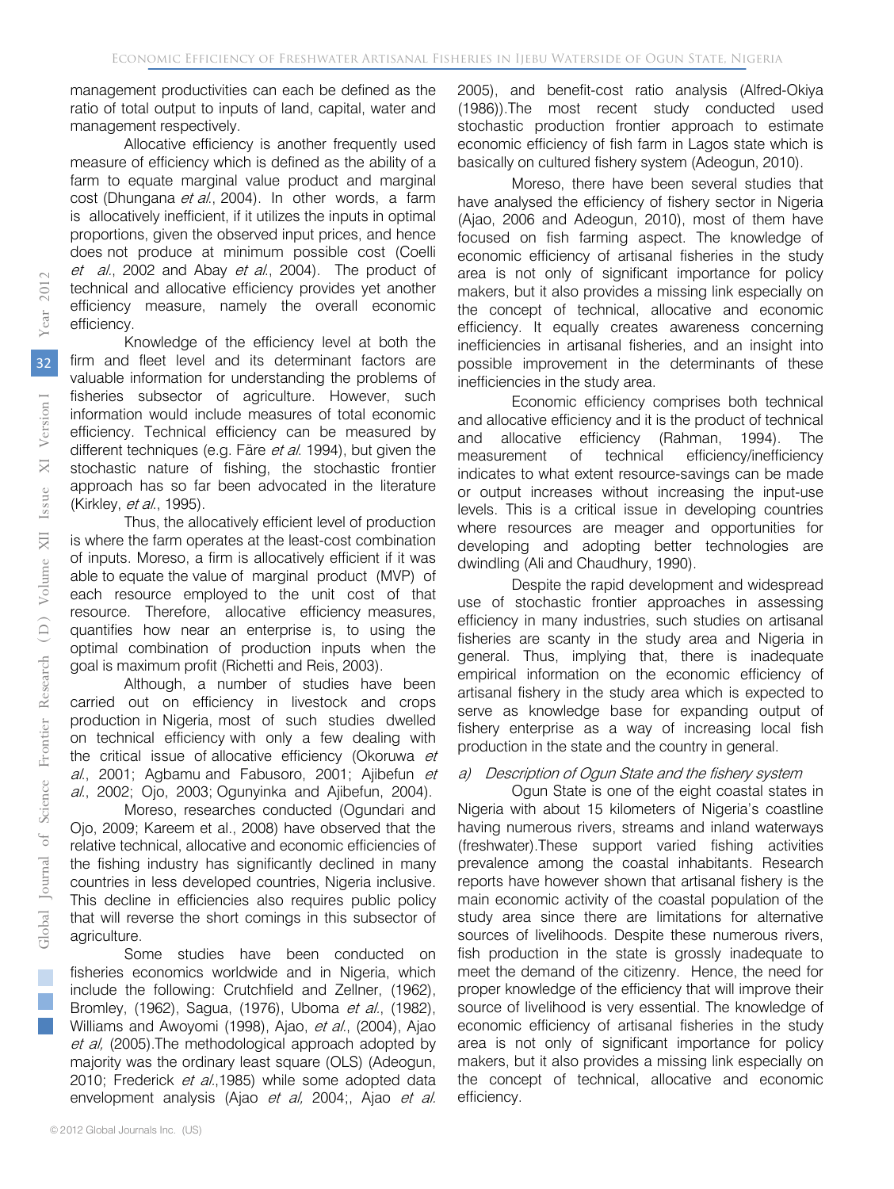management productivities can each be defined as the ratio of total output to inputs of land, capital, water and management respectively.

Allocative efficiency is another frequently used measure of efficiency which is defined as the ability of a farm to equate marginal value product and marginal cost (Dhungana *et al*., 2004). In other words, a farm is allocatively inefficient, if it utilizes the inputs in optimal proportions, given the observed input prices, and hence does not produce at minimum possible cost (Coelli *et al*., 2002 and Abay *et al*., 2004). The product of technical and allocative efficiency provides yet another efficiency measure, namely the overall economic efficiency.

Knowledge of the efficiency level at both the firm and fleet level and its determinant factors are valuable information for understanding the problems of fisheries subsector of agriculture. However, such information would include measures of total economic efficiency. Technical efficiency can be measured by different techniques (e.g. Färe *et al*. 1994), but given the stochastic nature of fishing, the stochastic frontier approach has so far been advocated in the literature (Kirkley, *et al*., 1995).

Thus, the allocatively efficient level of production is where the farm operates at the least-cost combination of inputs. Moreso, a firm is allocatively efficient if it was able to equate the value of marginal product (MVP) of each resource employed to the unit cost of that resource. Therefore, allocative efficiency measures, quantifies how near an enterprise is, to using the optimal combination of production inputs when the goal is maximum profit (Richetti and Reis, 2003).

Although, a number of studies have been carried out on efficiency in livestock and crops production in Nigeria, most of such studies dwelled on technical efficiency with only a few dealing with the critical issue of allocative efficiency (Okoruwa *et al*., 2001; Agbamu and Fabusoro, 2001; Ajibefun *et al*., 2002; Ojo, 2003; Ogunyinka and Ajibefun, 2004).

Moreso, researches conducted (Ogundari and Ojo, 2009; Kareem et al., 2008) have observed that the relative technical, allocative and economic efficiencies of the fishing industry has significantly declined in many countries in less developed countries, Nigeria inclusive. This decline in efficiencies also requires public policy that will reverse the short comings in this subsector of agriculture.

Some studies have been conducted on fisheries economics worldwide and in Nigeria, which include the following: Crutchfield and Zellner, (1962), Bromley, (1962), Sagua, (1976), Uboma *et al*., (1982), Williams and Awoyomi (1998), Ajao, *et al*., (2004), Ajao *et al*, (2005).The methodological approach adopted by majority was the ordinary least square (OLS) (Adeogun, 2010; Frederick *et al*.,1985) while some adopted data envelopment analysis (Ajao *et al*, 2004;, Ajao *et al*. 2005), and benefit-cost ratio analysis (Alfred-Okiya (1986)).The most recent study conducted used stochastic production frontier approach to estimate economic efficiency of fish farm in Lagos state which is basically on cultured fishery system (Adeogun, 2010).

Moreso, there have been several studies that have analysed the efficiency of fishery sector in Nigeria (Ajao, 2006 and Adeogun, 2010), most of them have focused on fish farming aspect. The knowledge of economic efficiency of artisanal fisheries in the study area is not only of significant importance for policy makers, but it also provides a missing link especially on the concept of technical, allocative and economic efficiency. It equally creates awareness concerning inefficiencies in artisanal fisheries, and an insight into possible improvement in the determinants of these inefficiencies in the study area.

Economic efficiency comprises both technical and allocative efficiency and it is the product of technical and allocative efficiency (Rahman, 1994). The measurement of technical efficiency/inefficiency indicates to what extent resource-savings can be made or output increases without increasing the input-use levels. This is a critical issue in developing countries where resources are meager and opportunities for developing and adopting better technologies are dwindling (Ali and Chaudhury, 1990).

Despite the rapid development and widespread use of stochastic frontier approaches in assessing efficiency in many industries, such studies on artisanal fisheries are scanty in the study area and Nigeria in general. Thus, implying that, there is inadequate empirical information on the economic efficiency of artisanal fishery in the study area which is expected to serve as knowledge base for expanding output of fishery enterprise as a way of increasing local fish production in the state and the country in general.

*a) Description of Ogun State and the fishery system*

Ogun State is one of the eight coastal states in Nigeria with about 15 kilometers of Nigeria's coastline having numerous rivers, streams and inland waterways (freshwater).These support varied fishing activities prevalence among the coastal inhabitants. Research reports have however shown that artisanal fishery is the main economic activity of the coastal population of the study area since there are limitations for alternative sources of livelihoods. Despite these numerous rivers, fish production in the state is grossly inadequate to meet the demand of the citizenry. Hence, the need for proper knowledge of the efficiency that will improve their source of livelihood is very essential. The knowledge of economic efficiency of artisanal fisheries in the study area is not only of significant importance for policy makers, but it also provides a missing link especially on the concept of technical, allocative and economic efficiency.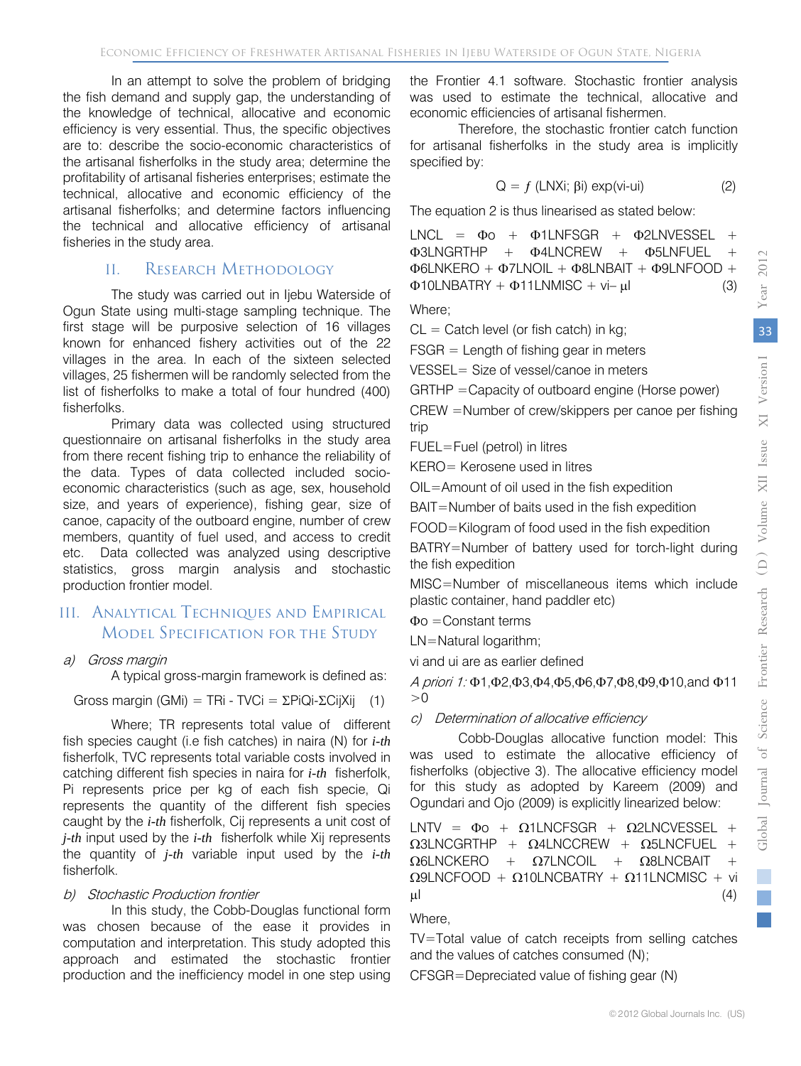In an attempt to solve the problem of bridging the fish demand and supply gap, the understanding of the knowledge of technical, allocative and economic efficiency is very essential. Thus, the specific objectives are to: describe the socio-economic characteristics of the artisanal fisherfolks in the study area; determine the profitability of artisanal fisheries enterprises; estimate the technical, allocative and economic efficiency of the artisanal fisherfolks; and determine factors influencing the technical and allocative efficiency of artisanal fisheries in the study area.

## II. Research Methodology

The study was carried out in Ijebu Waterside of Ogun State using multi-stage sampling technique. The first stage will be purposive selection of 16 villages known for enhanced fishery activities out of the 22 villages in the area. In each of the sixteen selected villages, 25 fishermen will be randomly selected from the list of fisherfolks to make a total of four hundred (400) fisherfolks.

Primary data was collected using structured questionnaire on artisanal fisherfolks in the study area from there recent fishing trip to enhance the reliability of the data. Types of data collected included socio-economic characteristics (such as age, sex, household size, and years of experience), fishing gear, size of canoe, capacity of the outboard engine, number of crew members, quantity of fuel used, and access to credit etc. Data collected was analyzed using descriptive statistics, gross margin analysis and stochastic production frontier model.

## III. Analytical Techniques and Empirical Model Specification for the Study

### a) *Gross margin*

A typical gross-margin framework is defined as:

$$\text{Gross margin } (GM_i) = TR_i - TVC_i = \Sigma P_iQ_i - \Sigma C_{ij}X_{ij} \quad (1)$$

Where; TR represents total value of different fish species caught (i.e fish catches) in naira (N) for *i-th* fisherfolk, TVC represents total variable costs involved in catching different fish species in naira for *i-th* fisherfolk, Pi represents price per kg of each fish specie, Qi represents the quantity of the different fish species caught by the *i-th* fisherfolk, Cij represents a unit cost of *j-th* input used by the *i-th* fisherfolk while Xij represents the quantity of *j-th* variable input used by the *i-th* fisherfolk.

### b) *Stochastic Production frontier*

In this study, the Cobb-Douglas functional form was chosen because of the ease it provides in computation and interpretation. This study adopted this approach and estimated the stochastic frontier production model and the inefficiency model in one step using the Frontier 4.1 software. Stochastic frontier analysis was used to estimate the technical, allocative and economic efficiencies of artisanal fishermen.

Therefore, the stochastic frontier catch function for artisanal fisherfolks in the study area is implicitly specified by:

$$Q = f\,(LNX_i;\ \beta_i)\ \exp(v_i - u_i) \quad (2)$$

The equation 2 is thus linearised as stated below:

$$LNCL = \Phi_o + \Phi_1 LNFSGR + \Phi_2 LNVESSEL + \Phi_3 LNGRTHP + \Phi_4 LNCREW + \Phi_5 LNFUEL + \Phi_6 LNKERO + \Phi_7 LNOIL + \Phi_8 LNBAIT + \Phi_9 LNFOOD + \Phi_{10} LNBATRY + \Phi_{11} LNMISC + v_i - \mu_l \quad (3)$$

Where;

CL = Catch level (or fish catch) in kg;

FSGR = Length of fishing gear in meters

VESSEL= Size of vessel/canoe in meters

GRTHP =Capacity of outboard engine (Horse power)

CREW =Number of crew/skippers per canoe per fishing trip

FUEL=Fuel (petrol) in litres

KERO= Kerosene used in litres

OIL=Amount of oil used in the fish expedition

BAIT=Number of baits used in the fish expedition

FOOD=Kilogram of food used in the fish expedition

BATRY=Number of battery used for torch-light during the fish expedition

MISC=Number of miscellaneous items which include plastic container, hand paddler etc)

$\Phi_o$ =Constant terms

LN=Natural logarithm;

vi and ui are as earlier defined

*A priori 1:* $\Phi_1, \Phi_2, \Phi_3, \Phi_4, \Phi_5, \Phi_6, \Phi_7, \Phi_8, \Phi_9, \Phi_{10}$, and $\Phi_{11} > 0$

### c) *Determination of allocative efficiency*

Cobb-Douglas allocative function model: This was used to estimate the allocative efficiency of fisherfolks (objective 3). The allocative efficiency model for this study as adopted by Kareem (2009) and Ogundari and Ojo (2009) is explicitly linearized below:

$$LNTV = \Phi_o + \Omega_1 LNCFSGR + \Omega_2 LNCVESSEL + \Omega_3 LNCGRTHP + \Omega_4 LNCCREW + \Omega_5 LNCFUEL + \Omega_6 LNCKERO + \Omega_7 LNCOIL + \Omega_8 LNCBAIT + \Omega_9 LNCFOOD + \Omega_{10} LNCBATRY + \Omega_{11} LNCMISC + v_i\ \mu_l \quad (4)$$

Where,

TV=Total value of catch receipts from selling catches and the values of catches consumed (N);

CFSGR=Depreciated value of fishing gear (N)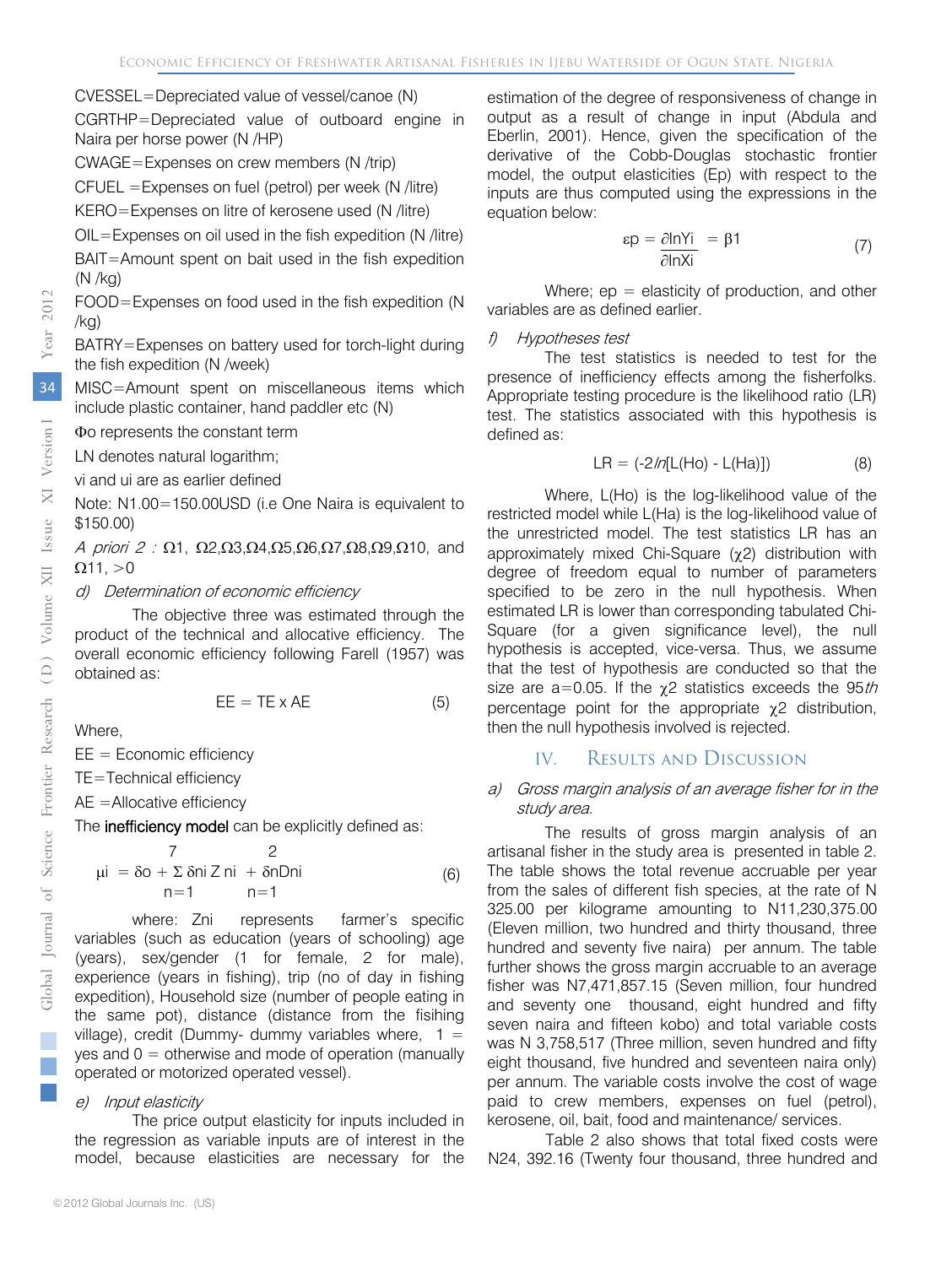CVESSEL=Depreciated value of vessel/canoe (N)

CGRTHP=Depreciated value of outboard engine in Naira per horse power (N /HP)

CWAGE=Expenses on crew members (N /trip)

CFUEL =Expenses on fuel (petrol) per week (N /litre)

KERO=Expenses on litre of kerosene used (N /litre)

OIL=Expenses on oil used in the fish expedition (N /litre)

BAIT=Amount spent on bait used in the fish expedition (N /kg)

FOOD=Expenses on food used in the fish expedition (N /kg)

BATRY=Expenses on battery used for torch-light during the fish expedition (N /week)

MISC=Amount spent on miscellaneous items which include plastic container, hand paddler etc (N)

Φo represents the constant term

LN denotes natural logarithm;

vi and ui are as earlier defined

Note: N1.00=150.00USD (i.e One Naira is equivalent to $150.00)

*A priori 2 :* Ω1, Ω2,Ω3,Ω4,Ω5,Ω6,Ω7,Ω8,Ω9,Ω10, and Ω11, >0

*d) Determination of economic efficiency*

The objective three was estimated through the product of the technical and allocative efficiency. The overall economic efficiency following Farell (1957) was obtained as:

$$EE = TE \times AE \qquad (5)$$

Where,

EE = Economic efficiency

TE=Technical efficiency

AE =Allocative efficiency

The **inefficiency model** can be explicitly defined as:

$$\mu i = \delta o + \sum_{n=1}^{7} \delta ni\, Z\, ni + \sum_{n=1}^{2} \delta nDni \qquad (6)$$

where: Zni represents farmer's specific variables (such as education (years of schooling) age (years), sex/gender (1 for female, 2 for male), experience (years in fishing), trip (no of day in fishing expedition), Household size (number of people eating in the same pot), distance (distance from the fisihing village), credit (Dummy- dummy variables where, 1 = yes and 0 = otherwise and mode of operation (manually operated or motorized operated vessel).

*e) Input elasticity*

The price output elasticity for inputs included in the regression as variable inputs are of interest in the model, because elasticities are necessary for the estimation of the degree of responsiveness of change in output as a result of change in input (Abdula and Eberlin, 2001). Hence, given the specification of the derivative of the Cobb-Douglas stochastic frontier model, the output elasticities (Ep) with respect to the inputs are thus computed using the expressions in the equation below:

$$\varepsilon p = \frac{\partial \ln Yi}{\partial \ln Xi} = \beta 1 \qquad (7)$$

Where; ep = elasticity of production, and other variables are as defined earlier.

*f) Hypotheses test*

The test statistics is needed to test for the presence of inefficiency effects among the fisherfolks. Appropriate testing procedure is the likelihood ratio (LR) test. The statistics associated with this hypothesis is defined as:

$$LR = (-2\ln[L(Ho) - L(Ha)]) \qquad (8)$$

Where, L(Ho) is the log-likelihood value of the restricted model while L(Ha) is the log-likelihood value of the unrestricted model. The test statistics LR has an approximately mixed Chi-Square ($\chi 2$) distribution with degree of freedom equal to number of parameters specified to be zero in the null hypothesis. When estimated LR is lower than corresponding tabulated Chi-Square (for a given significance level), the null hypothesis is accepted, vice-versa. Thus, we assume that the test of hypothesis are conducted so that the size are a=0.05. If the $\chi 2$ statistics exceeds the 95*th* percentage point for the appropriate $\chi 2$ distribution, then the null hypothesis involved is rejected.

## IV. Results and Discussion

*a) Gross margin analysis of an average fisher for in the study area.*

The results of gross margin analysis of an artisanal fisher in the study area is presented in table 2. The table shows the total revenue accruable per year from the sales of different fish species, at the rate of N 325.00 per kilograme amounting to N11,230,375.00 (Eleven million, two hundred and thirty thousand, three hundred and seventy five naira) per annum. The table further shows the gross margin accruable to an average fisher was N7,471,857.15 (Seven million, four hundred and seventy one thousand, eight hundred and fifty seven naira and fifteen kobo) and total variable costs was N 3,758,517 (Three million, seven hundred and fifty eight thousand, five hundred and seventeen naira only) per annum. The variable costs involve the cost of wage paid to crew members, expenses on fuel (petrol), kerosene, oil, bait, food and maintenance/ services.

Table 2 also shows that total fixed costs were N24, 392.16 (Twenty four thousand, three hundred and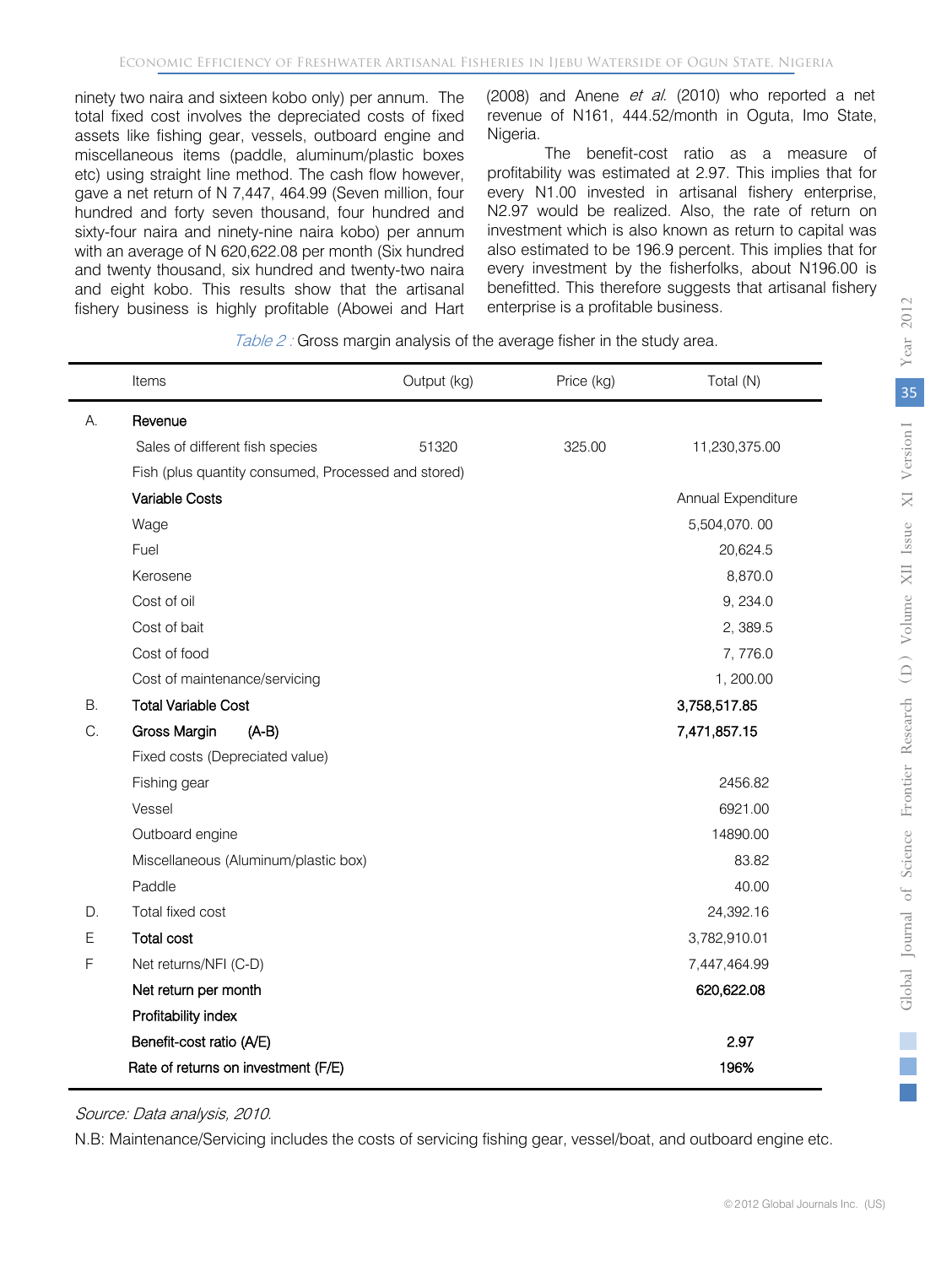ninety two naira and sixteen kobo only) per annum. The total fixed cost involves the depreciated costs of fixed assets like fishing gear, vessels, outboard engine and miscellaneous items (paddle, aluminum/plastic boxes etc) using straight line method. The cash flow however, gave a net return of N 7,447, 464.99 (Seven million, four hundred and forty seven thousand, four hundred and sixty-four naira and ninety-nine naira kobo) per annum with an average of N 620,622.08 per month (Six hundred and twenty thousand, six hundred and twenty-two naira and eight kobo. This results show that the artisanal fishery business is highly profitable (Abowei and Hart (2008) and Anene *et al.* (2010) who reported a net revenue of N161, 444.52/month in Oguta, Imo State, Nigeria.

The benefit-cost ratio as a measure of profitability was estimated at 2.97. This implies that for every N1.00 invested in artisanal fishery enterprise, N2.97 would be realized. Also, the rate of return on investment which is also known as return to capital was also estimated to be 196.9 percent. This implies that for every investment by the fisherfolks, about N196.00 is benefitted. This therefore suggests that artisanal fishery enterprise is a profitable business.

*Table 2 :* Gross margin analysis of the average fisher in the study area.

| | Items | Output (kg) | Price (kg) | Total (N) |
|---|---|---|---|---|
| A. | **Revenue** | | | |
| | Sales of different fish species | 51320 | 325.00 | 11,230,375.00 |
| | Fish (plus quantity consumed, Processed and stored) | | | |
| | **Variable Costs** | | | Annual Expenditure |
| | Wage | | | 5,504,070. 00 |
| | Fuel | | | 20,624.5 |
| | Kerosene | | | 8,870.0 |
| | Cost of oil | | | 9, 234.0 |
| | Cost of bait | | | 2, 389.5 |
| | Cost of food | | | 7, 776.0 |
| | Cost of maintenance/servicing | | | 1, 200.00 |
| B. | **Total Variable Cost** | | | **3,758,517.85** |
| C. | **Gross Margin (A-B)** | | | **7,471,857.15** |
| | Fixed costs (Depreciated value) | | | |
| | Fishing gear | | | 2456.82 |
| | Vessel | | | 6921.00 |
| | Outboard engine | | | 14890.00 |
| | Miscellaneous (Aluminum/plastic box) | | | 83.82 |
| | Paddle | | | 40.00 |
| D. | Total fixed cost | | | 24,392.16 |
| E | **Total cost** | | | 3,782,910.01 |
| F | Net returns/NFI (C-D) | | | 7,447,464.99 |
| | **Net return per month** | | | **620,622.08** |
| | **Profitability index** | | | |
| | **Benefit-cost ratio (A/E)** | | | **2.97** |
| | **Rate of returns on investment (F/E)** | | | **196%** |

*Source: Data analysis, 2010.*

N.B: Maintenance/Servicing includes the costs of servicing fishing gear, vessel/boat, and outboard engine etc.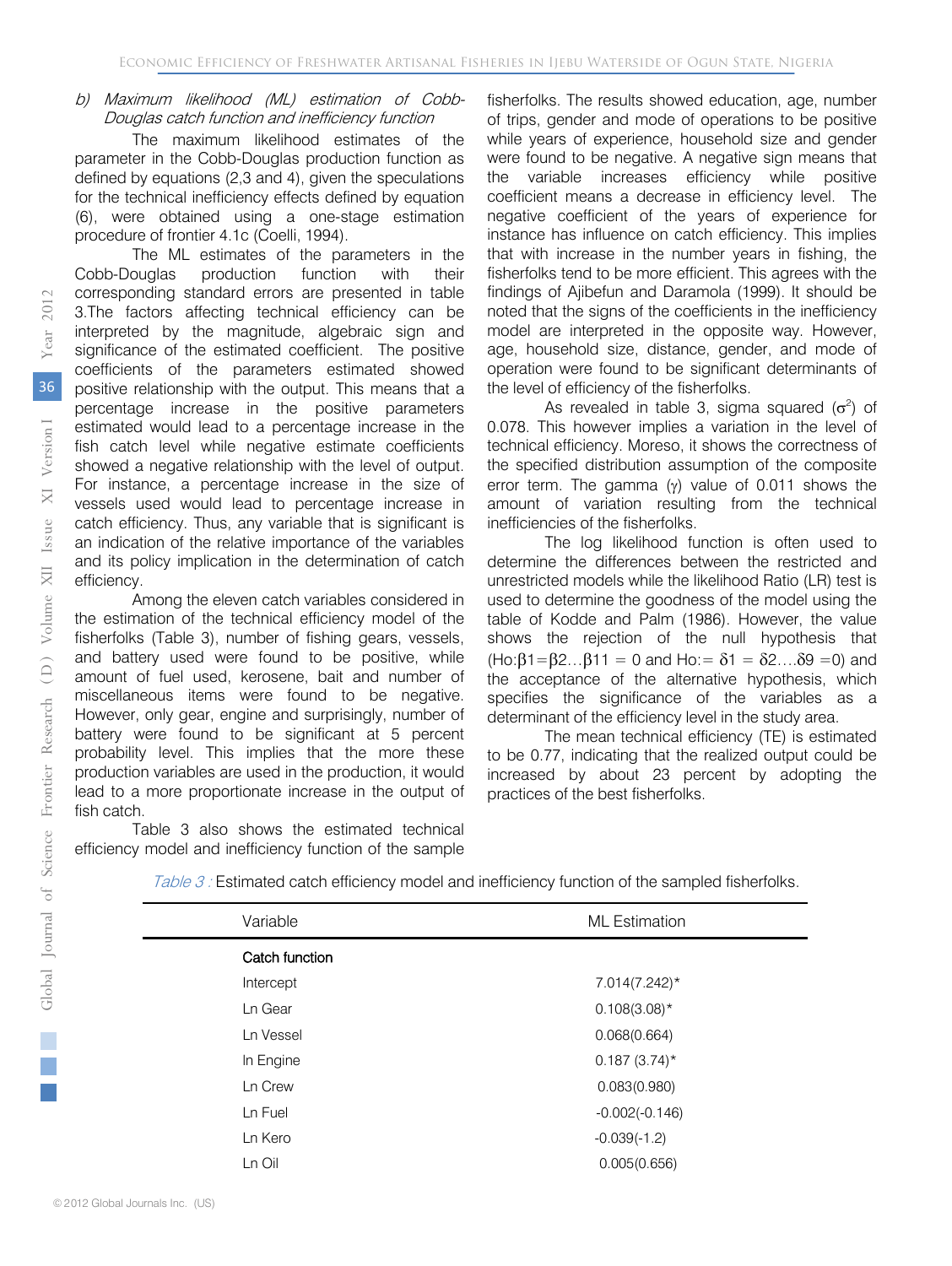#### b) Maximum likelihood (ML) estimation of Cobb-Douglas catch function and inefficiency function

The maximum likelihood estimates of the parameter in the Cobb-Douglas production function as defined by equations (2,3 and 4), given the speculations for the technical inefficiency effects defined by equation (6), were obtained using a one-stage estimation procedure of frontier 4.1c (Coelli, 1994).

The ML estimates of the parameters in the Cobb-Douglas production function with their corresponding standard errors are presented in table 3.The factors affecting technical efficiency can be interpreted by the magnitude, algebraic sign and significance of the estimated coefficient. The positive coefficients of the parameters estimated showed positive relationship with the output. This means that a percentage increase in the positive parameters estimated would lead to a percentage increase in the fish catch level while negative estimate coefficients showed a negative relationship with the level of output. For instance, a percentage increase in the size of vessels used would lead to percentage increase in catch efficiency. Thus, any variable that is significant is an indication of the relative importance of the variables and its policy implication in the determination of catch efficiency.

Among the eleven catch variables considered in the estimation of the technical efficiency model of the fisherfolks (Table 3), number of fishing gears, vessels, and battery used were found to be positive, while amount of fuel used, kerosene, bait and number of miscellaneous items were found to be negative. However, only gear, engine and surprisingly, number of battery were found to be significant at 5 percent probability level. This implies that the more these production variables are used in the production, it would lead to a more proportionate increase in the output of fish catch.

Table 3 also shows the estimated technical efficiency model and inefficiency function of the sample fisherfolks. The results showed education, age, number of trips, gender and mode of operations to be positive while years of experience, household size and gender were found to be negative. A negative sign means that the variable increases efficiency while positive coefficient means a decrease in efficiency level. The negative coefficient of the years of experience for instance has influence on catch efficiency. This implies that with increase in the number years in fishing, the fisherfolks tend to be more efficient. This agrees with the findings of Ajibefun and Daramola (1999). It should be noted that the signs of the coefficients in the inefficiency model are interpreted in the opposite way. However, age, household size, distance, gender, and mode of operation were found to be significant determinants of the level of efficiency of the fisherfolks.

As revealed in table 3, sigma squared ($\sigma^2$) of 0.078. This however implies a variation in the level of technical efficiency. Moreso, it shows the correctness of the specified distribution assumption of the composite error term. The gamma ($\gamma$) value of 0.011 shows the amount of variation resulting from the technical inefficiencies of the fisherfolks.

The log likelihood function is often used to determine the differences between the restricted and unrestricted models while the likelihood Ratio (LR) test is used to determine the goodness of the model using the table of Kodde and Palm (1986). However, the value shows the rejection of the null hypothesis that (Ho:$\beta 1=\beta 2 \ldots \beta 11 = 0$ and Ho:$= \delta 1 = \delta 2 \ldots . \delta 9 = 0$) and the acceptance of the alternative hypothesis, which specifies the significance of the variables as a determinant of the efficiency level in the study area.

The mean technical efficiency (TE) is estimated to be 0.77, indicating that the realized output could be increased by about 23 percent by adopting the practices of the best fisherfolks.

*Table 3 :* Estimated catch efficiency model and inefficiency function of the sampled fisherfolks.

| Variable | ML Estimation |
|---|---|
| **Catch function** | |
| Intercept | 7.014(7.242)* |
| Ln Gear | 0.108(3.08)* |
| Ln Vessel | 0.068(0.664) |
| ln Engine | 0.187 (3.74)* |
| Ln Crew | 0.083(0.980) |
| Ln Fuel | -0.002(-0.146) |
| Ln Kero | -0.039(-1.2) |
| Ln Oil | 0.005(0.656) |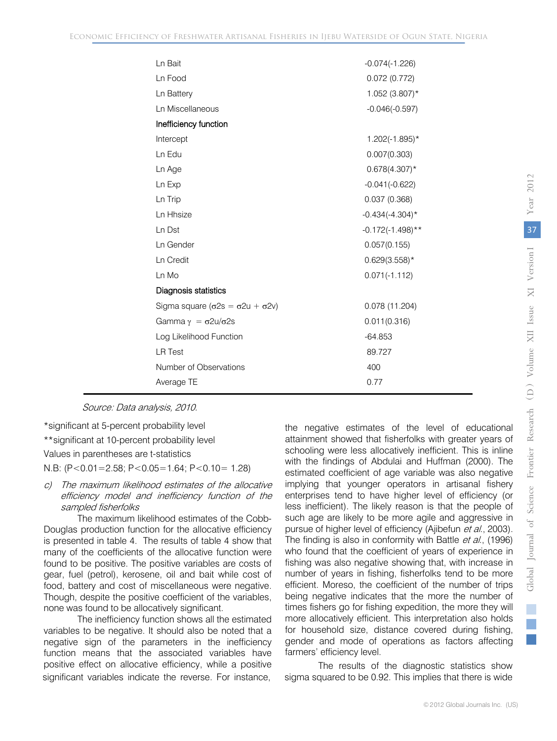| | |
|---|---|
| Ln Bait | -0.074(-1.226) |
| Ln Food | 0.072 (0.772) |
| Ln Battery | 1.052 (3.807)* |
| Ln Miscellaneous | -0.046(-0.597) |
| Inefficiency function | |
| Intercept | 1.202(-1.895)* |
| Ln Edu | 0.007(0.303) |
| Ln Age | 0.678(4.307)* |
| Ln Exp | -0.041(-0.622) |
| Ln Trip | 0.037 (0.368) |
| Ln Hhsize | -0.434(-4.304)* |
| Ln Dst | -0.172(-1.498)** |
| Ln Gender | 0.057(0.155) |
| Ln Credit | 0.629(3.558)* |
| Ln Mo | 0.071(-1.112) |
| Diagnosis statistics | |
| Sigma square ($\sigma 2s = \sigma 2u + \sigma 2v$) | 0.078 (11.204) |
| Gamma $\gamma = \sigma 2u/\sigma 2s$ | 0.011(0.316) |
| Log Likelihood Function | -64.853 |
| LR Test | 89.727 |
| Number of Observations | 400 |
| Average TE | 0.77 |

*Source: Data analysis, 2010.*

*significant at 5-percent probability level

**significant at 10-percent probability level

Values in parentheses are t-statistics

N.B: (P<0.01=2.58; P<0.05=1.64; P<0.10= 1.28)

c) *The maximum likelihood estimates of the allocative efficiency model and inefficiency function of the sampled fisherfolks*

The maximum likelihood estimates of the Cobb-Douglas production function for the allocative efficiency is presented in table 4. The results of table 4 show that many of the coefficients of the allocative function were found to be positive. The positive variables are costs of gear, fuel (petrol), kerosene, oil and bait while cost of food, battery and cost of miscellaneous were negative. Though, despite the positive coefficient of the variables, none was found to be allocatively significant.

The inefficiency function shows all the estimated variables to be negative. It should also be noted that a negative sign of the parameters in the inefficiency function means that the associated variables have positive effect on allocative efficiency, while a positive significant variables indicate the reverse. For instance, the negative estimates of the level of educational attainment showed that fisherfolks with greater years of schooling were less allocatively inefficient. This is inline with the findings of Abdulai and Huffman (2000). The estimated coefficient of age variable was also negative implying that younger operators in artisanal fishery enterprises tend to have higher level of efficiency (or less inefficient). The likely reason is that the people of such age are likely to be more agile and aggressive in pursue of higher level of efficiency (Ajibefun *et al.*, 2003). The finding is also in conformity with Battle *et al.*, (1996) who found that the coefficient of years of experience in fishing was also negative showing that, with increase in number of years in fishing, fisherfolks tend to be more efficient. Moreso, the coefficient of the number of trips being negative indicates that the more the number of times fishers go for fishing expedition, the more they will more allocatively efficient. This interpretation also holds for household size, distance covered during fishing, gender and mode of operations as factors affecting farmers' efficiency level.

The results of the diagnostic statistics show sigma squared to be 0.92. This implies that there is wide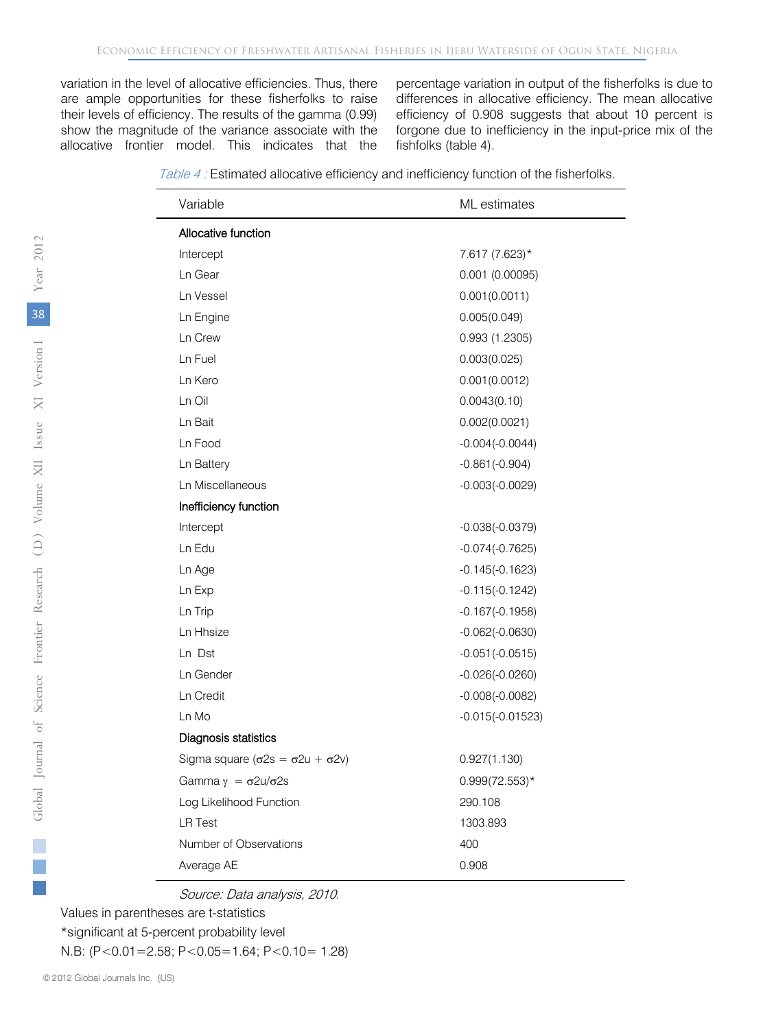variation in the level of allocative efficiencies. Thus, there are ample opportunities for these fisherfolks to raise their levels of efficiency. The results of the gamma (0.99) show the magnitude of the variance associate with the allocative frontier model. This indicates that the percentage variation in output of the fisherfolks is due to differences in allocative efficiency. The mean allocative efficiency of 0.908 suggests that about 10 percent is forgone due to inefficiency in the input-price mix of the fishfolks (table 4).

*Table 4 :* Estimated allocative efficiency and inefficiency function of the fisherfolks.

| Variable | ML estimates |
|---|---|
| **Allocative function** | |
| Intercept | 7.617 (7.623)* |
| Ln Gear | 0.001 (0.00095) |
| Ln Vessel | 0.001(0.0011) |
| Ln Engine | 0.005(0.049) |
| Ln Crew | 0.993 (1.2305) |
| Ln Fuel | 0.003(0.025) |
| Ln Kero | 0.001(0.0012) |
| Ln Oil | 0.0043(0.10) |
| Ln Bait | 0.002(0.0021) |
| Ln Food | -0.004(-0.0044) |
| Ln Battery | -0.861(-0.904) |
| Ln Miscellaneous | -0.003(-0.0029) |
| **Inefficiency function** | |
| Intercept | -0.038(-0.0379) |
| Ln Edu | -0.074(-0.7625) |
| Ln Age | -0.145(-0.1623) |
| Ln Exp | -0.115(-0.1242) |
| Ln Trip | -0.167(-0.1958) |
| Ln Hhsize | -0.062(-0.0630) |
| Ln Dst | -0.051(-0.0515) |
| Ln Gender | -0.026(-0.0260) |
| Ln Credit | -0.008(-0.0082) |
| Ln Mo | -0.015(-0.01523) |
| **Diagnosis statistics** | |
| Sigma square ($\sigma^2 s = \sigma^2 u + \sigma^2 v$) | 0.927(1.130) |
| Gamma $\gamma = \sigma^2 u / \sigma^2 s$ | 0.999(72.553)* |
| Log Likelihood Function | 290.108 |
| LR Test | 1303.893 |
| Number of Observations | 400 |
| Average AE | 0.908 |

*Source: Data analysis, 2010.*

Values in parentheses are t-statistics

*significant at 5-percent probability level

N.B: ($P<0.01=2.58$; $P<0.05=1.64$; $P<0.10= 1.28$)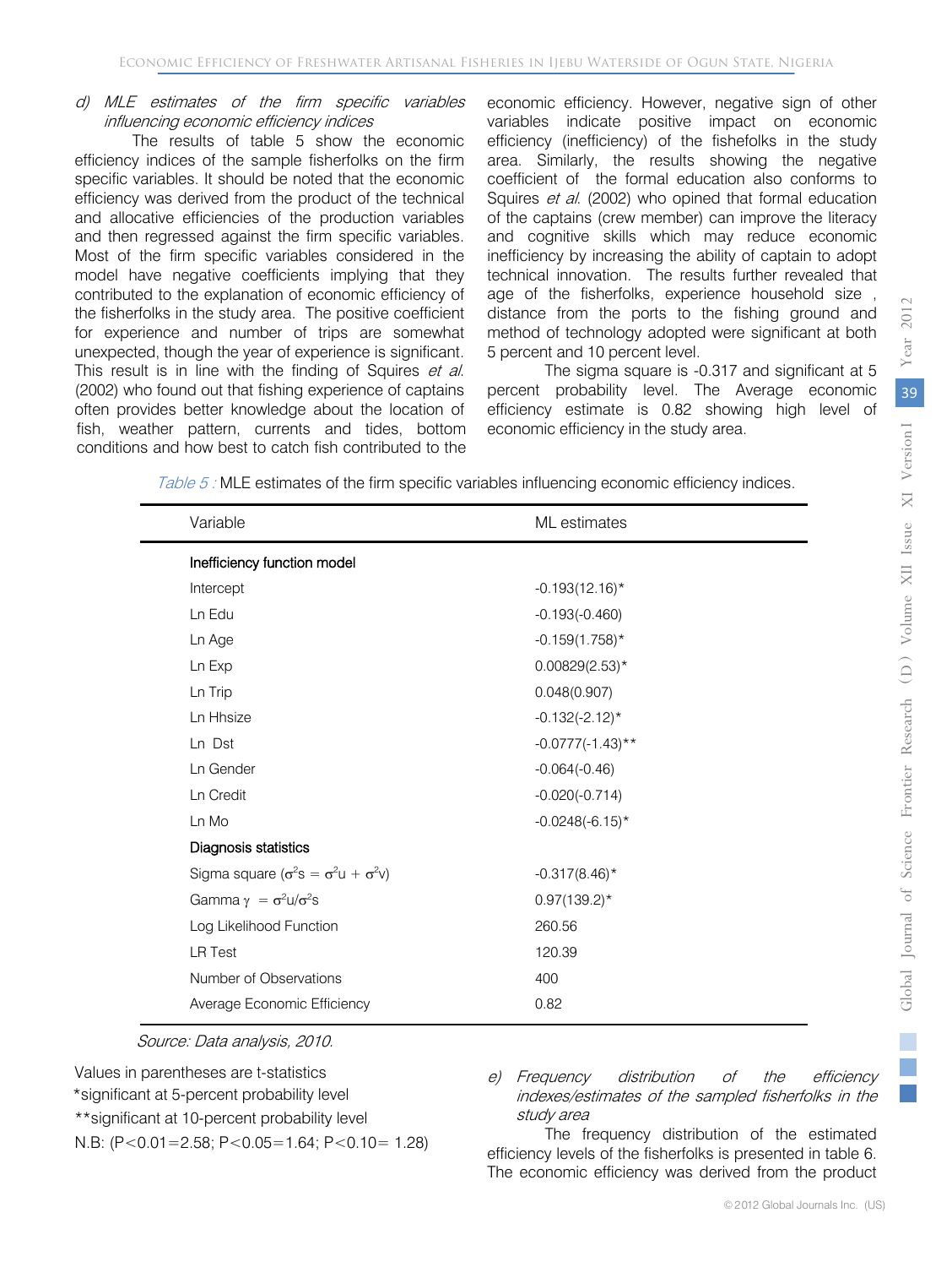### d) *MLE estimates of the firm specific variables influencing economic efficiency indices*

The results of table 5 show the economic efficiency indices of the sample fisherfolks on the firm specific variables. It should be noted that the economic efficiency was derived from the product of the technical and allocative efficiencies of the production variables and then regressed against the firm specific variables. Most of the firm specific variables considered in the model have negative coefficients implying that they contributed to the explanation of economic efficiency of the fisherfolks in the study area. The positive coefficient for experience and number of trips are somewhat unexpected, though the year of experience is significant. This result is in line with the finding of Squires *et al*. (2002) who found out that fishing experience of captains often provides better knowledge about the location of fish, weather pattern, currents and tides, bottom conditions and how best to catch fish contributed to the economic efficiency. However, negative sign of other variables indicate positive impact on economic efficiency (inefficiency) of the fishefolks in the study area. Similarly, the results showing the negative coefficient of the formal education also conforms to Squires *et al*. (2002) who opined that formal education of the captains (crew member) can improve the literacy and cognitive skills which may reduce economic inefficiency by increasing the ability of captain to adopt technical innovation. The results further revealed that age of the fisherfolks, experience household size , distance from the ports to the fishing ground and method of technology adopted were significant at both 5 percent and 10 percent level.

The sigma square is -0.317 and significant at 5 percent probability level. The Average economic efficiency estimate is 0.82 showing high level of economic efficiency in the study area.

*Table 5 :* MLE estimates of the firm specific variables influencing economic efficiency indices.

| Variable | ML estimates |
|---|---|
| **Inefficiency function model** | |
| Intercept | -0.193(12.16)* |
| Ln Edu | -0.193(-0.460) |
| Ln Age | -0.159(1.758)* |
| Ln Exp | 0.00829(2.53)* |
| Ln Trip | 0.048(0.907) |
| Ln Hhsize | -0.132(-2.12)* |
| Ln Dst | -0.0777(-1.43)** |
| Ln Gender | -0.064(-0.46) |
| Ln Credit | -0.020(-0.714) |
| Ln Mo | -0.0248(-6.15)* |
| **Diagnosis statistics** | |
| Sigma square ($\sigma^2 s = \sigma^2 u + \sigma^2 v$) | -0.317(8.46)* |
| Gamma $\gamma = \sigma^2 u/\sigma^2 s$ | 0.97(139.2)* |
| Log Likelihood Function | 260.56 |
| LR Test | 120.39 |
| Number of Observations | 400 |
| Average Economic Efficiency | 0.82 |

*Source: Data analysis, 2010.*

Values in parentheses are t-statistics

*significant at 5-percent probability level

**significant at 10-percent probability level

N.B: ($P<0.01=2.58$; $P<0.05=1.64$; $P<0.10= 1.28$)

### e) *Frequency distribution of the efficiency indexes/estimates of the sampled fisherfolks in the study area*

The frequency distribution of the estimated efficiency levels of the fisherfolks is presented in table 6. The economic efficiency was derived from the product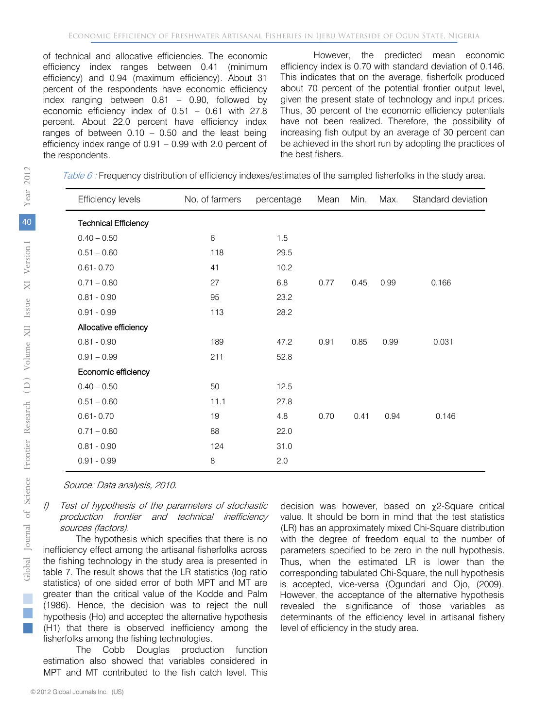of technical and allocative efficiencies. The economic efficiency index ranges between 0.41 (minimum efficiency) and 0.94 (maximum efficiency). About 31 percent of the respondents have economic efficiency index ranging between 0.81 – 0.90, followed by economic efficiency index of 0.51 – 0.61 with 27.8 percent. About 22.0 percent have efficiency index ranges of between 0.10 – 0.50 and the least being efficiency index range of 0.91 – 0.99 with 2.0 percent of the respondents.

However, the predicted mean economic efficiency index is 0.70 with standard deviation of 0.146. This indicates that on the average, fisherfolk produced about 70 percent of the potential frontier output level, given the present state of technology and input prices. Thus, 30 percent of the economic efficiency potentials have not been realized. Therefore, the possibility of increasing fish output by an average of 30 percent can be achieved in the short run by adopting the practices of the best fishers.

*Table 6 :* Frequency distribution of efficiency indexes/estimates of the sampled fisherfolks in the study area.

| Efficiency levels | No. of farmers | percentage | Mean | Min. | Max. | Standard deviation |
|---|---|---|---|---|---|---|
| **Technical Efficiency** | | | | | | |
| 0.40 – 0.50 | 6 | 1.5 | | | | |
| 0.51 – 0.60 | 118 | 29.5 | | | | |
| 0.61- 0.70 | 41 | 10.2 | | | | |
| 0.71 – 0.80 | 27 | 6.8 | 0.77 | 0.45 | 0.99 | 0.166 |
| 0.81 - 0.90 | 95 | 23.2 | | | | |
| 0.91 - 0.99 | 113 | 28.2 | | | | |
| **Allocative efficiency** | | | | | | |
| 0.81 - 0.90 | 189 | 47.2 | 0.91 | 0.85 | 0.99 | 0.031 |
| 0.91 – 0.99 | 211 | 52.8 | | | | |
| **Economic efficiency** | | | | | | |
| 0.40 – 0.50 | 50 | 12.5 | | | | |
| 0.51 – 0.60 | 11.1 | 27.8 | | | | |
| 0.61- 0.70 | 19 | 4.8 | 0.70 | 0.41 | 0.94 | 0.146 |
| 0.71 – 0.80 | 88 | 22.0 | | | | |
| 0.81 - 0.90 | 124 | 31.0 | | | | |
| 0.91 - 0.99 | 8 | 2.0 | | | | |

*Source: Data analysis, 2010.*

*f) Test of hypothesis of the parameters of stochastic production frontier and technical inefficiency sources (factors).*

The hypothesis which specifies that there is no inefficiency effect among the artisanal fisherfolks across the fishing technology in the study area is presented in table 7. The result shows that the LR statistics (log ratio statistics) of one sided error of both MPT and MT are greater than the critical value of the Kodde and Palm (1986). Hence, the decision was to reject the null hypothesis (Ho) and accepted the alternative hypothesis (H1) that there is observed inefficiency among the fisherfolks among the fishing technologies.

The Cobb Douglas production function estimation also showed that variables considered in MPT and MT contributed to the fish catch level. This decision was however, based on $\chi$2-Square critical value. It should be born in mind that the test statistics (LR) has an approximately mixed Chi-Square distribution with the degree of freedom equal to the number of parameters specified to be zero in the null hypothesis. Thus, when the estimated LR is lower than the corresponding tabulated Chi-Square, the null hypothesis is accepted, vice-versa (Ogundari and Ojo, (2009). However, the acceptance of the alternative hypothesis revealed the significance of those variables as determinants of the efficiency level in artisanal fishery level of efficiency in the study area.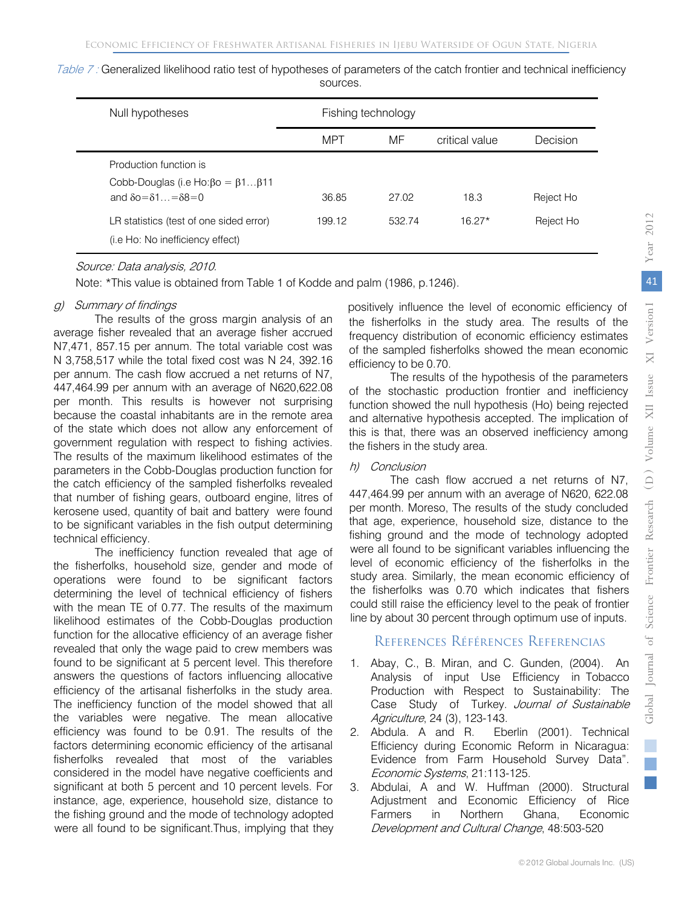*Table 7 :* Generalized likelihood ratio test of hypotheses of parameters of the catch frontier and technical inefficiency sources.

| Null hypotheses | Fishing technology | | | |
|---|---|---|---|---|
| | MPT | MF | critical value | Decision |
| Production function is Cobb-Douglas (i.e Ho:$\beta o = \beta 1 \ldots \beta 11$ and $\delta o = \delta 1 \ldots = \delta 8 = 0$ | 36.85 | 27.02 | 18.3 | Reject Ho |
| LR statistics (test of one sided error) (i.e Ho: No inefficiency effect) | 199.12 | 532.74 | 16.27* | Reject Ho |

*Source: Data analysis, 2010.*

Note: *This value is obtained from Table 1 of Kodde and palm (1986, p.1246).

### g) *Summary of findings*

The results of the gross margin analysis of an average fisher revealed that an average fisher accrued N7,471, 857.15 per annum. The total variable cost was N 3,758,517 while the total fixed cost was N 24, 392.16 per annum. The cash flow accrued a net returns of N7, 447,464.99 per annum with an average of N620,622.08 per month. This results is however not surprising because the coastal inhabitants are in the remote area of the state which does not allow any enforcement of government regulation with respect to fishing activies. The results of the maximum likelihood estimates of the parameters in the Cobb-Douglas production function for the catch efficiency of the sampled fisherfolks revealed that number of fishing gears, outboard engine, litres of kerosene used, quantity of bait and battery were found to be significant variables in the fish output determining technical efficiency.

The inefficiency function revealed that age of the fisherfolks, household size, gender and mode of operations were found to be significant factors determining the level of technical efficiency of fishers with the mean TE of 0.77. The results of the maximum likelihood estimates of the Cobb-Douglas production function for the allocative efficiency of an average fisher revealed that only the wage paid to crew members was found to be significant at 5 percent level. This therefore answers the questions of factors influencing allocative efficiency of the artisanal fisherfolks in the study area. The inefficiency function of the model showed that all the variables were negative. The mean allocative efficiency was found to be 0.91. The results of the factors determining economic efficiency of the artisanal fisherfolks revealed that most of the variables considered in the model have negative coefficients and significant at both 5 percent and 10 percent levels. For instance, age, experience, household size, distance to the fishing ground and the mode of technology adopted were all found to be significant.Thus, implying that they positively influence the level of economic efficiency of the fisherfolks in the study area. The results of the frequency distribution of economic efficiency estimates of the sampled fisherfolks showed the mean economic efficiency to be 0.70.

The results of the hypothesis of the parameters of the stochastic production frontier and inefficiency function showed the null hypothesis (Ho) being rejected and alternative hypothesis accepted. The implication of this is that, there was an observed inefficiency among the fishers in the study area.

### h) *Conclusion*

The cash flow accrued a net returns of N7, 447,464.99 per annum with an average of N620, 622.08 per month. Moreso, The results of the study concluded that age, experience, household size, distance to the fishing ground and the mode of technology adopted were all found to be significant variables influencing the level of economic efficiency of the fisherfolks in the study area. Similarly, the mean economic efficiency of the fisherfolks was 0.70 which indicates that fishers could still raise the efficiency level to the peak of frontier line by about 30 percent through optimum use of inputs.

## References Références Referencias

1. Abay, C., B. Miran, and C. Gunden, (2004). An Analysis of input Use Efficiency in Tobacco Production with Respect to Sustainability: The Case Study of Turkey. *Journal of Sustainable Agriculture*, 24 (3), 123-143.
2. Abdula. A and R. Eberlin (2001). Technical Efficiency during Economic Reform in Nicaragua: Evidence from Farm Household Survey Data". *Economic Systems*, 21:113-125.
3. Abdulai, A and W. Huffman (2000). Structural Adjustment and Economic Efficiency of Rice Farmers in Northern Ghana, Economic *Development and Cultural Change*, 48:503-520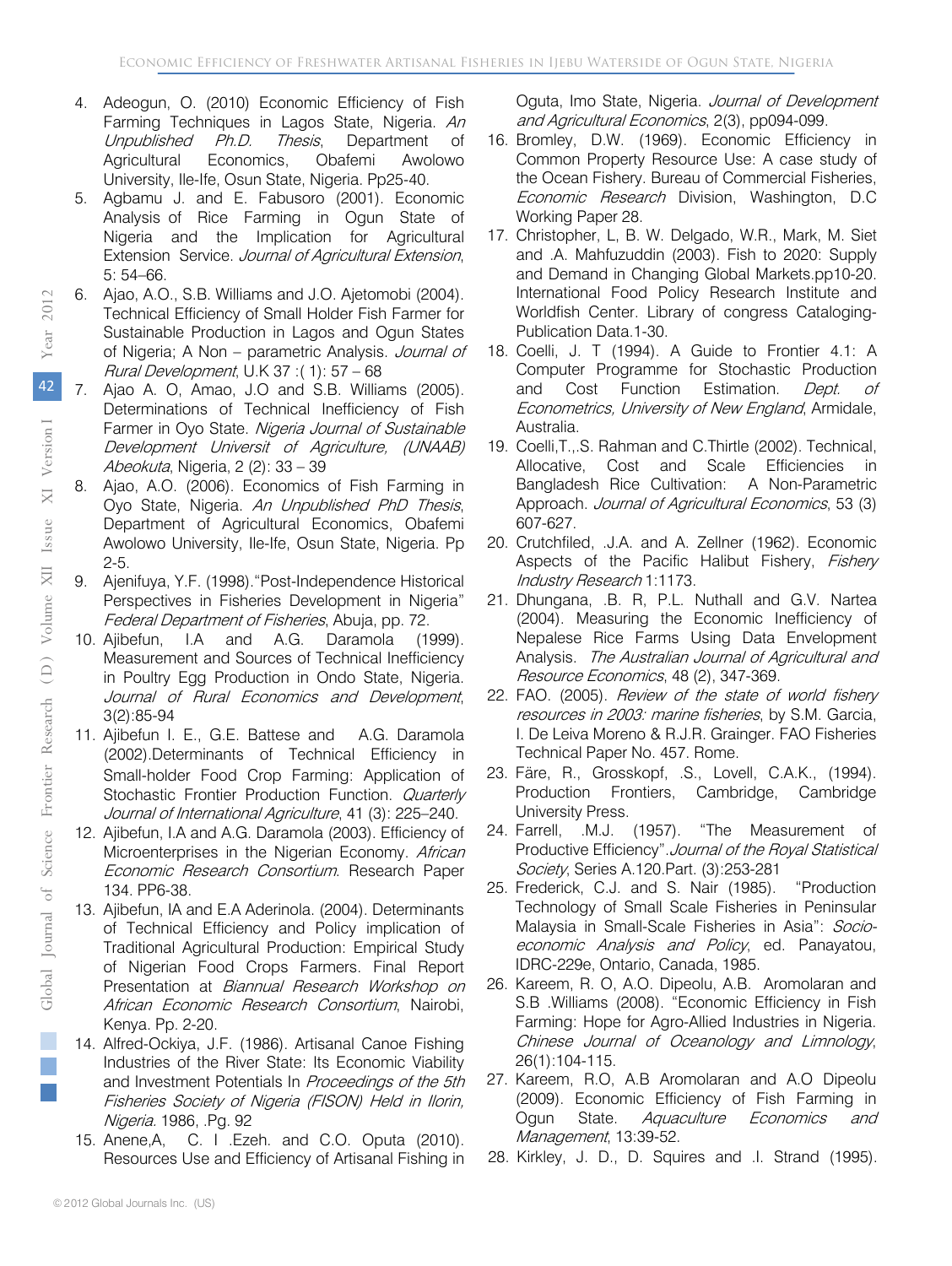4. Adeogun, O. (2010) Economic Efficiency of Fish Farming Techniques in Lagos State, Nigeria. *An Unpublished Ph.D. Thesis*, Department of Agricultural Economics, Obafemi Awolowo University, Ile-Ife, Osun State, Nigeria. Pp25-40.
5. Agbamu J. and E. Fabusoro (2001). Economic Analysis of Rice Farming in Ogun State of Nigeria and the Implication for Agricultural Extension Service. *Journal of Agricultural Extension*, 5: 54–66.
6. Ajao, A.O., S.B. Williams and J.O. Ajetomobi (2004). Technical Efficiency of Small Holder Fish Farmer for Sustainable Production in Lagos and Ogun States of Nigeria; A Non – parametric Analysis. *Journal of Rural Development*, U.K 37 :( 1): 57 – 68
7. Ajao A. O, Amao, J.O and S.B. Williams (2005). Determinations of Technical Inefficiency of Fish Farmer in Oyo State. *Nigeria Journal of Sustainable Development Universit of Agriculture, (UNAAB) Abeokuta*, Nigeria, 2 (2): 33 – 39
8. Ajao, A.O. (2006). Economics of Fish Farming in Oyo State, Nigeria. *An Unpublished PhD Thesis*, Department of Agricultural Economics, Obafemi Awolowo University, Ile-Ife, Osun State, Nigeria. Pp 2-5.
9. Ajenifuya, Y.F. (1998)."Post-Independence Historical Perspectives in Fisheries Development in Nigeria" *Federal Department of Fisheries*, Abuja, pp. 72.
10. Ajibefun, I.A and A.G. Daramola (1999). Measurement and Sources of Technical Inefficiency in Poultry Egg Production in Ondo State, Nigeria. *Journal of Rural Economics and Development*, 3(2):85-94
11. Ajibefun I. E., G.E. Battese and A.G. Daramola (2002).Determinants of Technical Efficiency in Small-holder Food Crop Farming: Application of Stochastic Frontier Production Function. *Quarterly Journal of International Agriculture*, 41 (3): 225–240.
12. Ajibefun, I.A and A.G. Daramola (2003). Efficiency of Microenterprises in the Nigerian Economy. *African Economic Research Consortium*. Research Paper 134. PP6-38.
13. Ajibefun, IA and E.A Aderinola. (2004). Determinants of Technical Efficiency and Policy implication of Traditional Agricultural Production: Empirical Study of Nigerian Food Crops Farmers. Final Report Presentation at *Biannual Research Workshop on African Economic Research Consortium*, Nairobi, Kenya. Pp. 2-20.
14. Alfred-Ockiya, J.F. (1986). Artisanal Canoe Fishing Industries of the River State: Its Economic Viability and Investment Potentials In *Proceedings of the 5th Fisheries Society of Nigeria (FISON) Held in Ilorin, Nigeria*. 1986, .Pg. 92
15. Anene,A, C. I .Ezeh. and C.O. Oputa (2010). Resources Use and Efficiency of Artisanal Fishing in Oguta, Imo State, Nigeria. *Journal of Development and Agricultural Economics*, 2(3), pp094-099.
16. Bromley, D.W. (1969). Economic Efficiency in Common Property Resource Use: A case study of the Ocean Fishery. Bureau of Commercial Fisheries, *Economic Research* Division, Washington, D.C Working Paper 28.
17. Christopher, L, B. W. Delgado, W.R., Mark, M. Siet and .A. Mahfuzuddin (2003). Fish to 2020: Supply and Demand in Changing Global Markets.pp10-20. International Food Policy Research Institute and Worldfish Center. Library of congress Cataloging-Publication Data.1-30.
18. Coelli, J. T (1994). A Guide to Frontier 4.1: A Computer Programme for Stochastic Production and Cost Function Estimation. *Dept. of Econometrics, University of New England*, Armidale, Australia.
19. Coelli,T.,.S. Rahman and C.Thirtle (2002). Technical, Allocative, Cost and Scale Efficiencies in Bangladesh Rice Cultivation: A Non-Parametric Approach. *Journal of Agricultural Economics*, 53 (3) 607-627.
20. Crutchfiled, .J.A. and A. Zellner (1962). Economic Aspects of the Pacific Halibut Fishery, *Fishery Industry Research* 1:1173.
21. Dhungana, .B. R, P.L. Nuthall and G.V. Nartea (2004). Measuring the Economic Inefficiency of Nepalese Rice Farms Using Data Envelopment Analysis. *The Australian Journal of Agricultural and Resource Economics*, 48 (2), 347-369.
22. FAO. (2005). *Review of the state of world fishery resources in 2003: marine fisheries*, by S.M. Garcia, I. De Leiva Moreno & R.J.R. Grainger. FAO Fisheries Technical Paper No. 457. Rome.
23. Färe, R., Grosskopf, .S., Lovell, C.A.K., (1994). Production Frontiers, Cambridge, Cambridge University Press.
24. Farrell, .M.J. (1957). "The Measurement of Productive Efficiency".*Journal of the Royal Statistical Society*, Series A.120.Part. (3):253-281
25. Frederick, C.J. and S. Nair (1985). "Production Technology of Small Scale Fisheries in Peninsular Malaysia in Small-Scale Fisheries in Asia": *Socio-economic Analysis and Policy*, ed. Panayatou, IDRC-229e, Ontario, Canada, 1985.
26. Kareem, R. O, A.O. Dipeolu, A.B. Aromolaran and S.B .Williams (2008). "Economic Efficiency in Fish Farming: Hope for Agro-Allied Industries in Nigeria. *Chinese Journal of Oceanology and Limnology*, 26(1):104-115.
27. Kareem, R.O, A.B Aromolaran and A.O Dipeolu (2009). Economic Efficiency of Fish Farming in Ogun State. *Aquaculture Economics and Management*, 13:39-52.
28. Kirkley, J. D., D. Squires and .I. Strand (1995).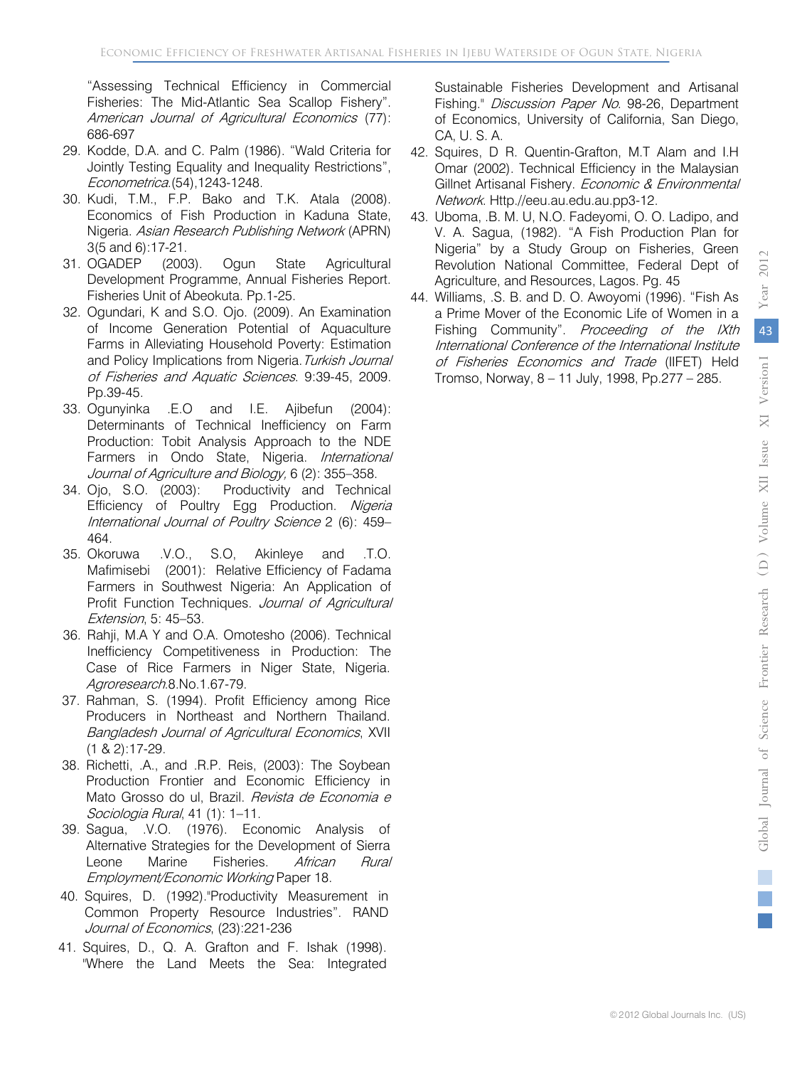"Assessing Technical Efficiency in Commercial Fisheries: The Mid-Atlantic Sea Scallop Fishery". *American Journal of Agricultural Economics* (77): 686-697

29. Kodde, D.A. and C. Palm (1986). "Wald Criteria for Jointly Testing Equality and Inequality Restrictions", *Econometrica*.(54),1243-1248.
30. Kudi, T.M., F.P. Bako and T.K. Atala (2008). Economics of Fish Production in Kaduna State, Nigeria. *Asian Research Publishing Network* (APRN) 3(5 and 6):17-21.
31. OGADEP (2003). Ogun State Agricultural Development Programme, Annual Fisheries Report. Fisheries Unit of Abeokuta. Pp.1-25.
32. Ogundari, K and S.O. Ojo. (2009). An Examination of Income Generation Potential of Aquaculture Farms in Alleviating Household Poverty: Estimation and Policy Implications from Nigeria. *Turkish Journal of Fisheries and Aquatic Sciences*. 9:39-45, 2009. Pp.39-45.
33. Ogunyinka .E.O and I.E. Ajibefun (2004): Determinants of Technical Inefficiency on Farm Production: Tobit Analysis Approach to the NDE Farmers in Ondo State, Nigeria. *International Journal of Agriculture and Biology*, 6 (2): 355–358.
34. Ojo, S.O. (2003): Productivity and Technical Efficiency of Poultry Egg Production. *Nigeria International Journal of Poultry Science* 2 (6): 459–464.
35. Okoruwa .V.O., S.O, Akinleye and .T.O. Mafimisebi (2001): Relative Efficiency of Fadama Farmers in Southwest Nigeria: An Application of Profit Function Techniques. *Journal of Agricultural Extension*, 5: 45–53.
36. Rahji, M.A Y and O.A. Omotesho (2006). Technical Inefficiency Competitiveness in Production: The Case of Rice Farmers in Niger State, Nigeria. *Agroresearch*.8.No.1.67-79.
37. Rahman, S. (1994). Profit Efficiency among Rice Producers in Northeast and Northern Thailand. *Bangladesh Journal of Agricultural Economics*, XVII (1 & 2):17-29.
38. Richetti, .A., and .R.P. Reis, (2003): The Soybean Production Frontier and Economic Efficiency in Mato Grosso do ul, Brazil. *Revista de Economia e Sociologia Rural*, 41 (1): 1–11.
39. Sagua, .V.O. (1976). Economic Analysis of Alternative Strategies for the Development of Sierra Leone Marine Fisheries. *African Rural Employment/Economic Working* Paper 18.
40. Squires, D. (1992)."Productivity Measurement in Common Property Resource Industries". RAND *Journal of Economics*, (23):221-236
41. Squires, D., Q. A. Grafton and F. Ishak (1998). "Where the Land Meets the Sea: Integrated Sustainable Fisheries Development and Artisanal Fishing." *Discussion Paper No*. 98-26, Department of Economics, University of California, San Diego, CA, U. S. A.
42. Squires, D R. Quentin-Grafton, M.T Alam and I.H Omar (2002). Technical Efficiency in the Malaysian Gillnet Artisanal Fishery. *Economic & Environmental Network*. Http.//eeu.au.edu.au.pp3-12.
43. Uboma, .B. M. U, N.O. Fadeyomi, O. O. Ladipo, and V. A. Sagua, (1982). "A Fish Production Plan for Nigeria" by a Study Group on Fisheries, Green Revolution National Committee, Federal Dept of Agriculture, and Resources, Lagos. Pg. 45
44. Williams, .S. B. and D. O. Awoyomi (1996). "Fish As a Prime Mover of the Economic Life of Women in a Fishing Community". *Proceeding of the IXth International Conference of the International Institute of Fisheries Economics and Trade* (IIFET) Held Tromso, Norway, 8 – 11 July, 1998, Pp.277 – 285.